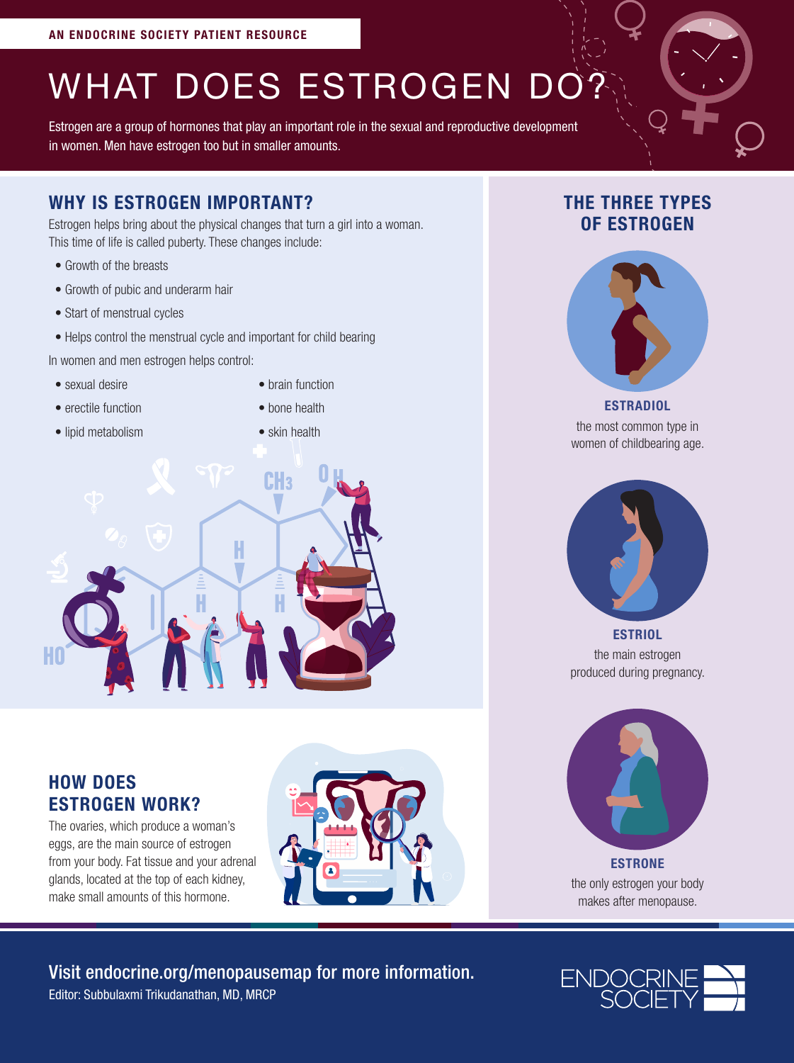AN ENDOCRINE SOCIETY PATIENT RESOURCE

# WHAT DOES ESTROGEN DO?

Estrogen are a group of hormones that play an important role in the sexual and reproductive development in women. Men have estrogen too but in smaller amounts.

## WHY IS ESTROGEN IMPORTANT?

Estrogen helps bring about the physical changes that turn a girl into a woman. This time of life is called puberty. These changes include:

- Growth of the breasts
- Growth of pubic and underarm hair
- Start of menstrual cycles
- Helps control the menstrual cycle and important for child bearing

In women and men estrogen helps control:

- sexual desire
- erectile function
- lipid metabolism
- brain function
- bone health
- skin health

## HOW DOES ESTROGEN WORK?

The ovaries, which produce a woman's eggs, are the main source of estrogen from your body. Fat tissue and your adrenal glands, located at the top of each kidney, make small amounts of this hormone.

## THE THREE TYPES OF ESTROGEN

**ESTRADIOL**
the most common type in women of childbearing age.

**ESTRIOL**
the main estrogen produced during pregnancy.

**ESTRONE**
the only estrogen your body makes after menopause.

Visit endocrine.org/menopausemap for more information.

Editor: Subbulaxmi Trikudanathan, MD, MRCP

ENDOCRINE SOCIETY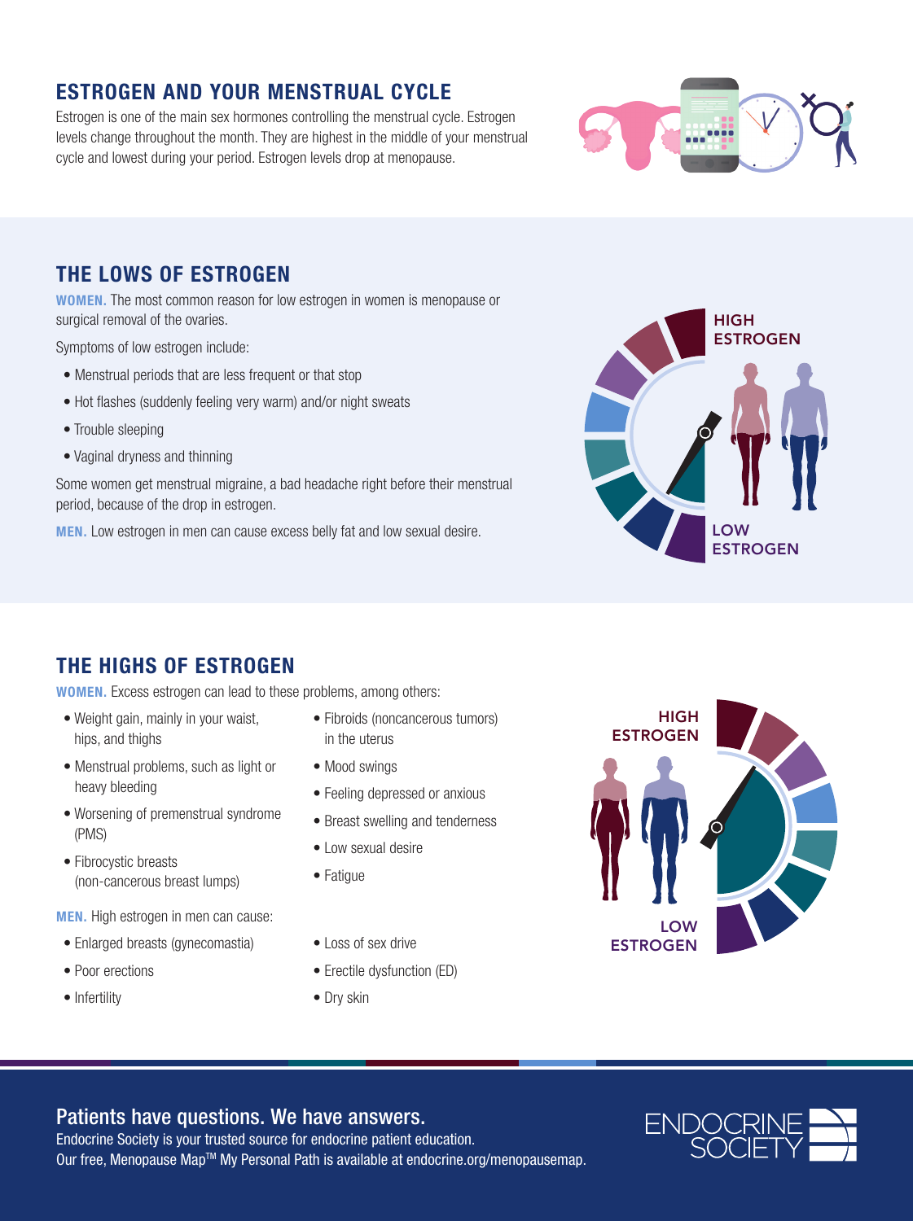## ESTROGEN AND YOUR MENSTRUAL CYCLE

Estrogen is one of the main sex hormones controlling the menstrual cycle. Estrogen levels change throughout the month. They are highest in the middle of your menstrual cycle and lowest during your period. Estrogen levels drop at menopause.

## THE LOWS OF ESTROGEN

**WOMEN.** The most common reason for low estrogen in women is menopause or surgical removal of the ovaries.

Symptoms of low estrogen include:

- Menstrual periods that are less frequent or that stop
- Hot flashes (suddenly feeling very warm) and/or night sweats
- Trouble sleeping
- Vaginal dryness and thinning

Some women get menstrual migraine, a bad headache right before their menstrual period, because of the drop in estrogen.

**MEN.** Low estrogen in men can cause excess belly fat and low sexual desire.

HIGH ESTROGEN

LOW ESTROGEN

## THE HIGHS OF ESTROGEN

**WOMEN.** Excess estrogen can lead to these problems, among others:

- Weight gain, mainly in your waist, hips, and thighs
- Menstrual problems, such as light or heavy bleeding
- Worsening of premenstrual syndrome (PMS)
- Fibrocystic breasts (non-cancerous breast lumps)
- Fibroids (noncancerous tumors) in the uterus
- Mood swings
- Feeling depressed or anxious
- Breast swelling and tenderness
- Low sexual desire
- Fatigue

**MEN.** High estrogen in men can cause:

- Enlarged breasts (gynecomastia)
- Poor erections
- Infertility
- Loss of sex drive
- Erectile dysfunction (ED)
- Dry skin

HIGH ESTROGEN

LOW ESTROGEN

**Patients have questions. We have answers.**

Endocrine Society is your trusted source for endocrine patient education.
Our free, Menopause Map™ My Personal Path is available at endocrine.org/menopausemap.

ENDOCRINE SOCIETY